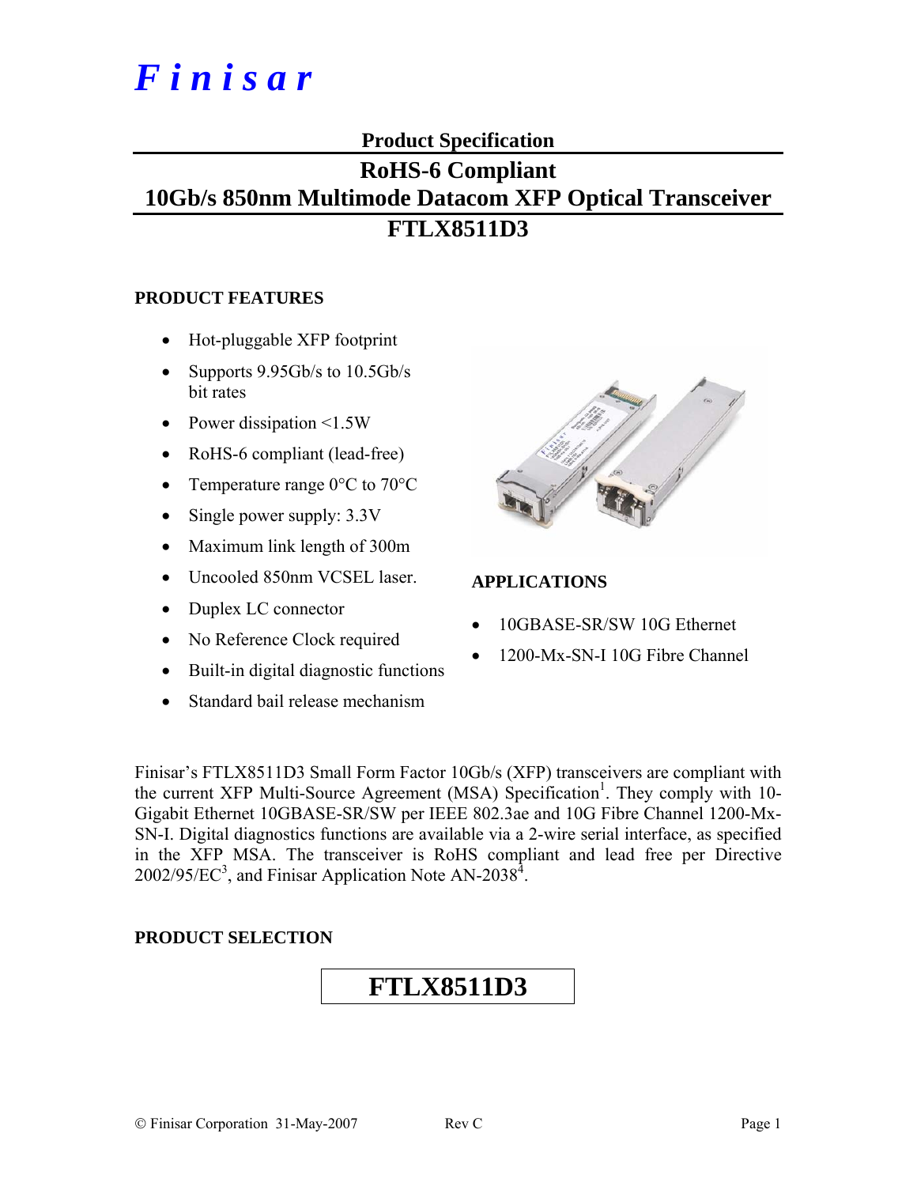# *Finisar*

## Product Specification

## RoHS-6 Compliant 10Gb/s 850nm Multimode Datacom XFP Optical Transceiver

## FTLX8511D3

### PRODUCT FEATURES

- Hot-pluggable XFP footprint
- Supports 9.95Gb/s to 10.5Gb/s bit rates
- Power dissipation <1.5W
- RoHS-6 compliant (lead-free)
- Temperature range 0°C to 70°C
- Single power supply: 3.3V
- Maximum link length of 300m
- Uncooled 850nm VCSEL laser.
- Duplex LC connector
- No Reference Clock required
- Built-in digital diagnostic functions
- Standard bail release mechanism

### APPLICATIONS

- 10GBASE-SR/SW 10G Ethernet
- 1200-Mx-SN-I 10G Fibre Channel

Finisar's FTLX8511D3 Small Form Factor 10Gb/s (XFP) transceivers are compliant with the current XFP Multi-Source Agreement (MSA) Specification[1]. They comply with 10-Gigabit Ethernet 10GBASE-SR/SW per IEEE 802.3ae and 10G Fibre Channel 1200-Mx-SN-I. Digital diagnostics functions are available via a 2-wire serial interface, as specified in the XFP MSA. The transceiver is RoHS compliant and lead free per Directive 2002/95/EC[3], and Finisar Application Note AN-2038[4].

### PRODUCT SELECTION

**FTLX8511D3**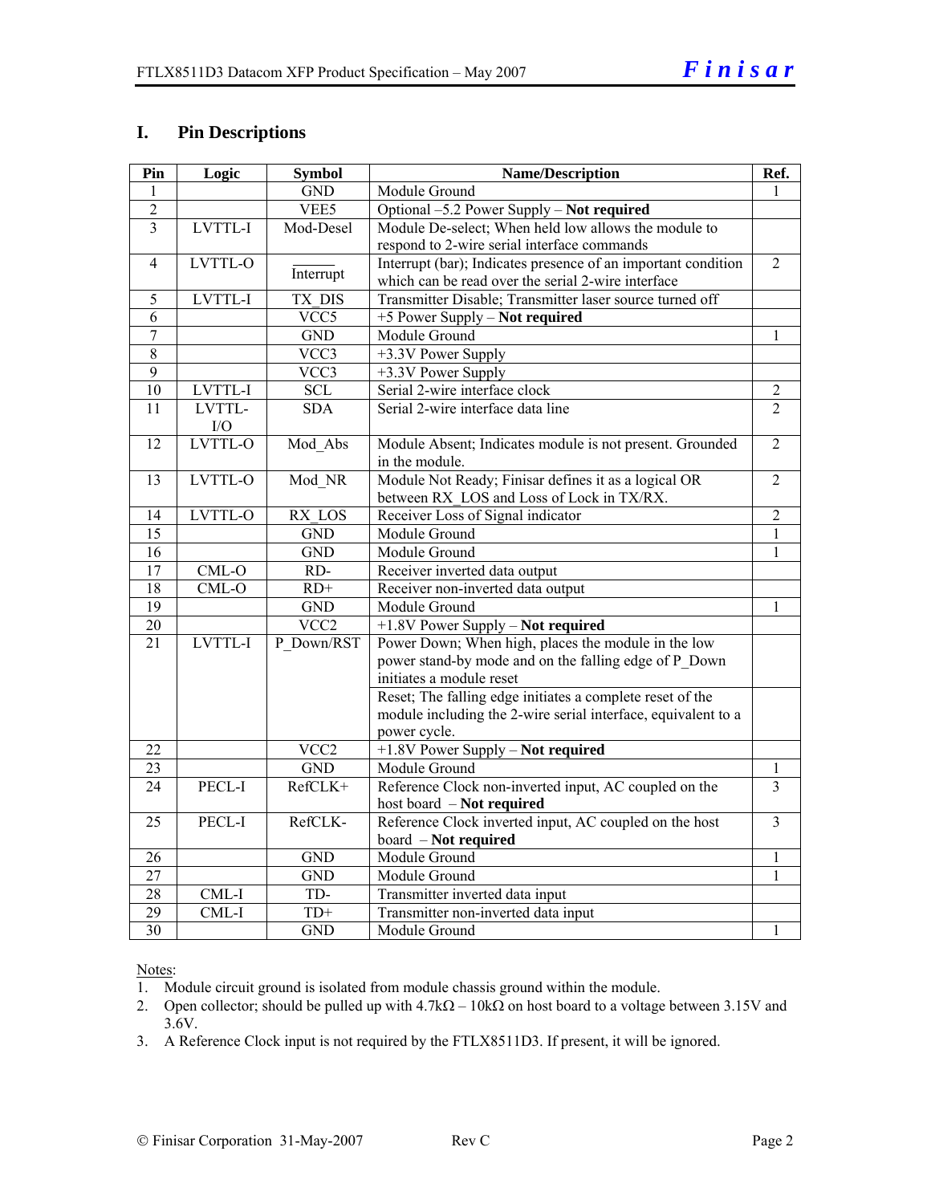## I. Pin Descriptions

| Pin | Logic | Symbol | Name/Description | Ref. |
|---|---|---|---|---|
| 1 | | GND | Module Ground | 1 |
| 2 | | VEE5 | Optional –5.2 Power Supply – **Not required** | |
| 3 | LVTTL-I | Mod-Desel | Module De-select; When held low allows the module to respond to 2-wire serial interface commands | |
| 4 | LVTTL-O | $\overline{\text{Interrupt}}$ | Interrupt (bar); Indicates presence of an important condition which can be read over the serial 2-wire interface | 2 |
| 5 | LVTTL-I | TX_DIS | Transmitter Disable; Transmitter laser source turned off | |
| 6 | | VCC5 | +5 Power Supply – **Not required** | |
| 7 | | GND | Module Ground | 1 |
| 8 | | VCC3 | +3.3V Power Supply | |
| 9 | | VCC3 | +3.3V Power Supply | |
| 10 | LVTTL-I | SCL | Serial 2-wire interface clock | 2 |
| 11 | LVTTL-I/O | SDA | Serial 2-wire interface data line | 2 |
| 12 | LVTTL-O | Mod_Abs | Module Absent; Indicates module is not present. Grounded in the module. | 2 |
| 13 | LVTTL-O | Mod_NR | Module Not Ready; Finisar defines it as a logical OR between RX_LOS and Loss of Lock in TX/RX. | 2 |
| 14 | LVTTL-O | RX_LOS | Receiver Loss of Signal indicator | 2 |
| 15 | | GND | Module Ground | 1 |
| 16 | | GND | Module Ground | 1 |
| 17 | CML-O | RD- | Receiver inverted data output | |
| 18 | CML-O | RD+ | Receiver non-inverted data output | |
| 19 | | GND | Module Ground | 1 |
| 20 | | VCC2 | +1.8V Power Supply – **Not required** | |
| 21 | LVTTL-I | P_Down/RST | Power Down; When high, places the module in the low power stand-by mode and on the falling edge of P_Down initiates a module reset | |
| | | | Reset; The falling edge initiates a complete reset of the module including the 2-wire serial interface, equivalent to a power cycle. | |
| 22 | | VCC2 | +1.8V Power Supply – **Not required** | |
| 23 | | GND | Module Ground | 1 |
| 24 | PECL-I | RefCLK+ | Reference Clock non-inverted input, AC coupled on the host board – **Not required** | 3 |
| 25 | PECL-I | RefCLK- | Reference Clock inverted input, AC coupled on the host board – **Not required** | 3 |
| 26 | | GND | Module Ground | 1 |
| 27 | | GND | Module Ground | 1 |
| 28 | CML-I | TD- | Transmitter inverted data input | |
| 29 | CML-I | TD+ | Transmitter non-inverted data input | |
| 30 | | GND | Module Ground | 1 |

Notes:

1. Module circuit ground is isolated from module chassis ground within the module.
2. Open collector; should be pulled up with 4.7kΩ – 10kΩ on host board to a voltage between 3.15V and 3.6V.
3. A Reference Clock input is not required by the FTLX8511D3. If present, it will be ignored.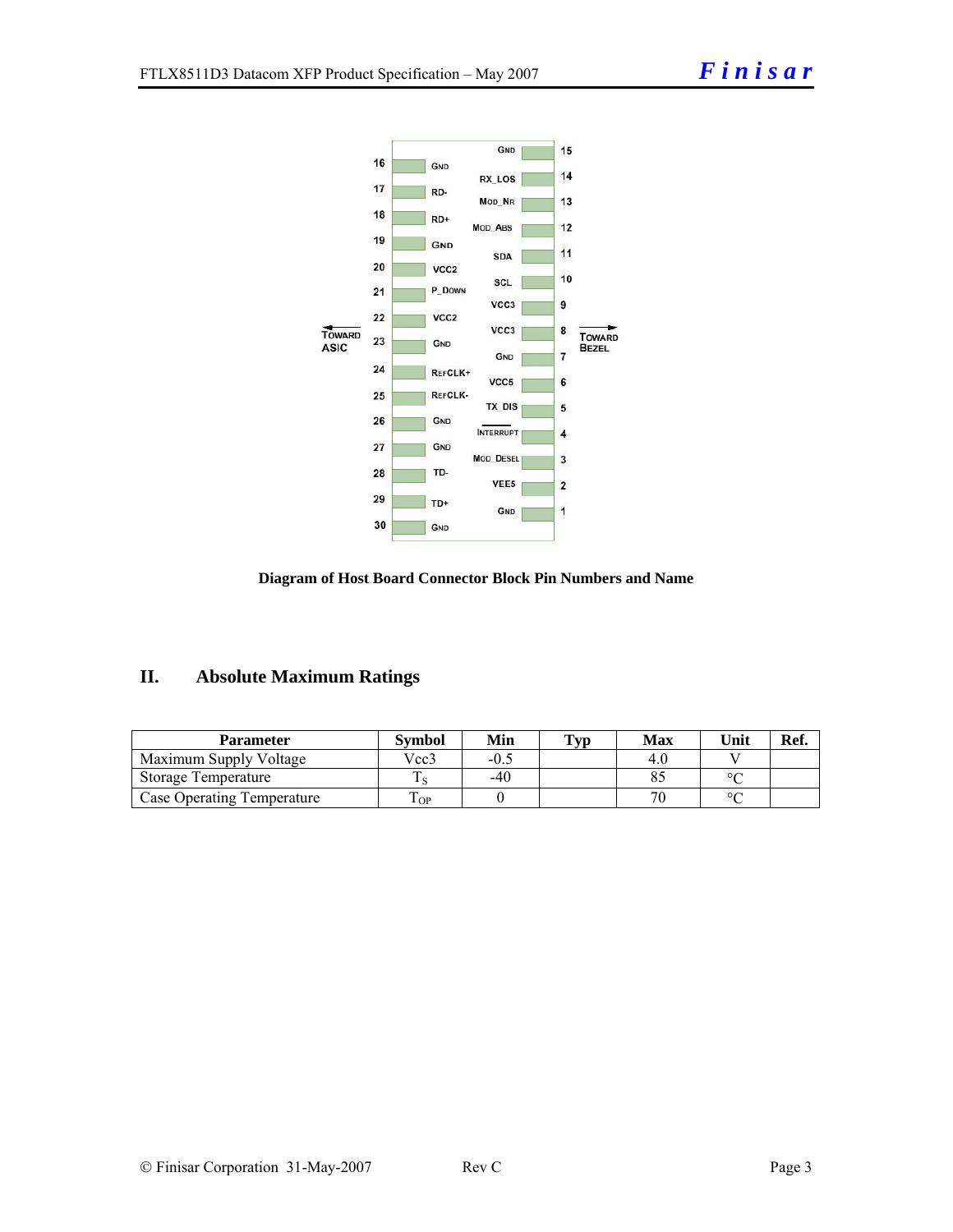| Pin | Name | Pin | Name |
|---|---|---|---|
| 16 | GND | 15 | GND |
| 17 | RD- | 14 | RX_LOS |
| 18 | RD+ | 13 | MOD_NR |
| 19 | GND | 12 | MOD_ABS |
| 20 | VCC2 | 11 | SDA |
| 21 | P_DOWN | 10 | SCL |
| 22 | VCC2 | 9 | VCC3 |
| 23 | GND | 8 | VCC3 |
| 24 | REFCLK+ | 7 | GND |
| 25 | REFCLK- | 6 | VCC5 |
| 26 | GND | 5 | TX_DIS |
| 27 | GND | 4 | INTERRUPT |
| 28 | TD- | 3 | MOD_DESEL |
| 29 | TD+ | 2 | VEE5 |
| 30 | GND | 1 | GND |

TOWARD ASIC ← → TOWARD BEZEL

**Diagram of Host Board Connector Block Pin Numbers and Name**

## II. Absolute Maximum Ratings

| Parameter | Symbol | Min | Typ | Max | Unit | Ref. |
|---|---|---|---|---|---|---|
| Maximum Supply Voltage | Vcc3 | -0.5 | | 4.0 | V | |
| Storage Temperature | $T_S$ | -40 | | 85 | °C | |
| Case Operating Temperature | $T_{OP}$ | 0 | | 70 | °C | |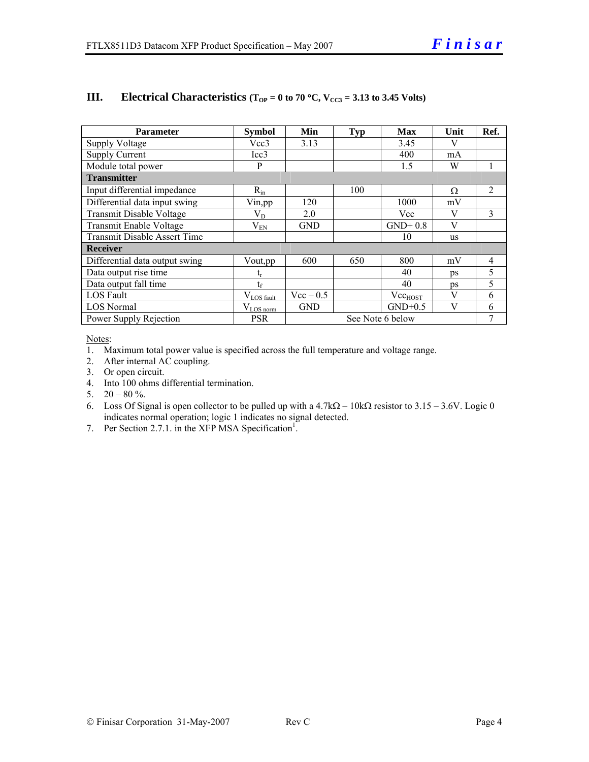## III. Electrical Characteristics ($T_{OP}$ = 0 to 70 °C, $V_{CC3}$ = 3.13 to 3.45 Volts)

| Parameter | Symbol | Min | Typ | Max | Unit | Ref. |
|---|---|---|---|---|---|---|
| Supply Voltage | Vcc3 | 3.13 | | 3.45 | V | |
| Supply Current | Icc3 | | | 400 | mA | |
| Module total power | P | | | 1.5 | W | 1 |
| **Transmitter** | | | | | | |
| Input differential impedance | $R_{in}$ | | 100 | | Ω | 2 |
| Differential data input swing | Vin,pp | 120 | | 1000 | mV | |
| Transmit Disable Voltage | $V_D$ | 2.0 | | Vcc | V | 3 |
| Transmit Enable Voltage | $V_{EN}$ | GND | | GND+ 0.8 | V | |
| Transmit Disable Assert Time | | | | 10 | us | |
| **Receiver** | | | | | | |
| Differential data output swing | Vout,pp | 600 | 650 | 800 | mV | 4 |
| Data output rise time | $t_r$ | | | 40 | ps | 5 |
| Data output fall time | $t_f$ | | | 40 | ps | 5 |
| LOS Fault | $V_{LOS\ fault}$ | Vcc – 0.5 | | $Vcc_{HOST}$ | V | 6 |
| LOS Normal | $V_{LOS\ norm}$ | GND | | GND+0.5 | V | 6 |
| Power Supply Rejection | PSR | See Note 6 below | | | | 7 |

Notes:

1. Maximum total power value is specified across the full temperature and voltage range.
2. After internal AC coupling.
3. Or open circuit.
4. Into 100 ohms differential termination.
5. 20 – 80 %.
6. Loss Of Signal is open collector to be pulled up with a 4.7kΩ – 10kΩ resistor to 3.15 – 3.6V. Logic 0 indicates normal operation; logic 1 indicates no signal detected.
7. Per Section 2.7.1. in the XFP MSA Specification[1].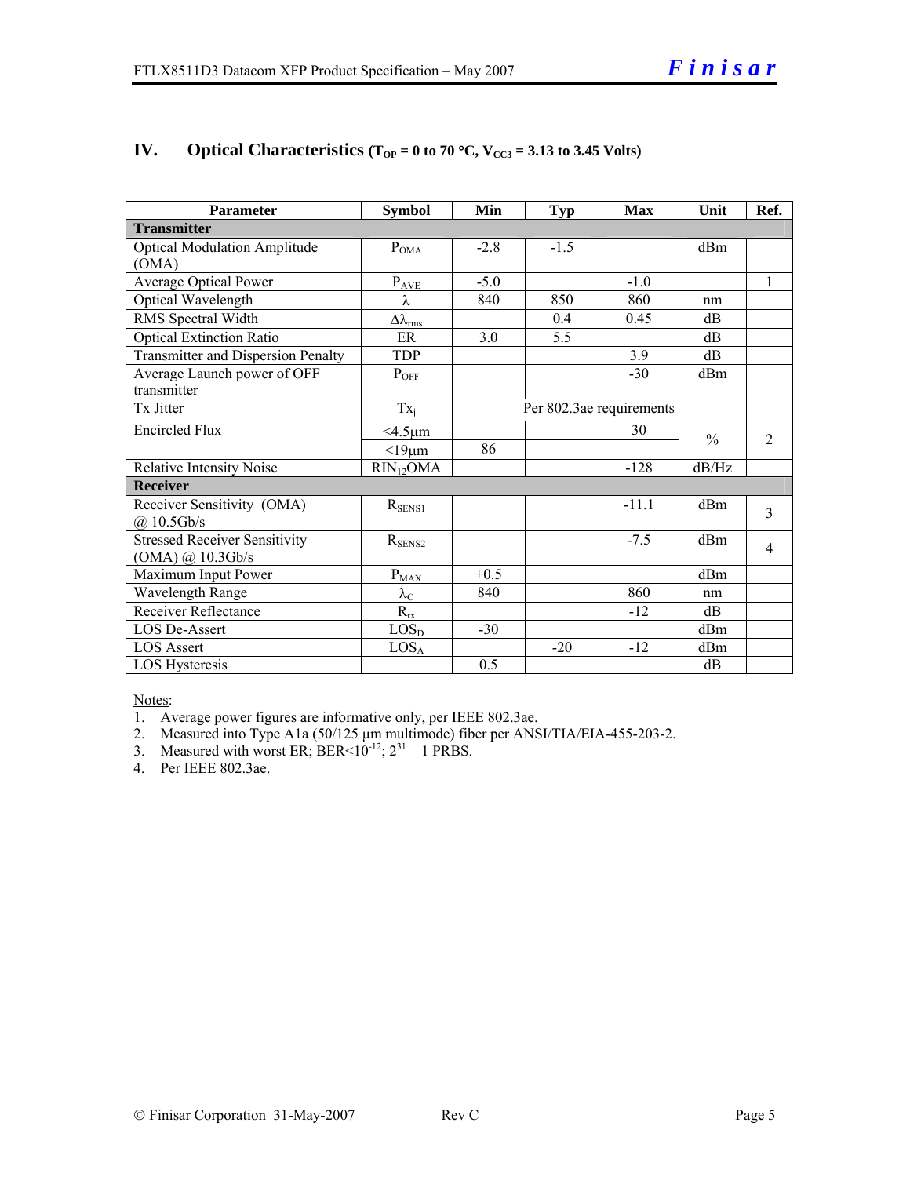## IV. Optical Characteristics ($T_{OP}$ = 0 to 70 °C, $V_{CC3}$ = 3.13 to 3.45 Volts)

| Parameter | Symbol | Min | Typ | Max | Unit | Ref. |
|---|---|---|---|---|---|---|
| **Transmitter** | | | | | | |
| Optical Modulation Amplitude (OMA) | $P_{OMA}$ | -2.8 | -1.5 | | dBm | |
| Average Optical Power | $P_{AVE}$ | -5.0 | | -1.0 | | 1 |
| Optical Wavelength | $\lambda$ | 840 | 850 | 860 | nm | |
| RMS Spectral Width | $\Delta\lambda_{rms}$ | | 0.4 | 0.45 | dB | |
| Optical Extinction Ratio | ER | 3.0 | 5.5 | | dB | |
| Transmitter and Dispersion Penalty | TDP | | | 3.9 | dB | |
| Average Launch power of OFF transmitter | $P_{OFF}$ | | | -30 | dBm | |
| Tx Jitter | $Tx_j$ | Per 802.3ae requirements | | | | |
| Encircled Flux | <4.5µm | | | 30 | % | 2 |
| | <19µm | 86 | | | | |
| Relative Intensity Noise | $RIN_{12}OMA$ | | | -128 | dB/Hz | |
| **Receiver** | | | | | | |
| Receiver Sensitivity (OMA) @ 10.5Gb/s | $R_{SENS1}$ | | | -11.1 | dBm | 3 |
| Stressed Receiver Sensitivity (OMA) @ 10.3Gb/s | $R_{SENS2}$ | | | -7.5 | dBm | 4 |
| Maximum Input Power | $P_{MAX}$ | +0.5 | | | dBm | |
| Wavelength Range | $\lambda_C$ | 840 | | 860 | nm | |
| Receiver Reflectance | $R_{rx}$ | | | -12 | dB | |
| LOS De-Assert | $LOS_D$ | -30 | | | dBm | |
| LOS Assert | $LOS_A$ | | -20 | -12 | dBm | |
| LOS Hysteresis | | 0.5 | | | dB | |

Notes:

1. Average power figures are informative only, per IEEE 802.3ae.
2. Measured into Type A1a (50/125 µm multimode) fiber per ANSI/TIA/EIA-455-203-2.
3. Measured with worst ER; BER<$10^{-12}$; $2^{31} - 1$ PRBS.
4. Per IEEE 802.3ae.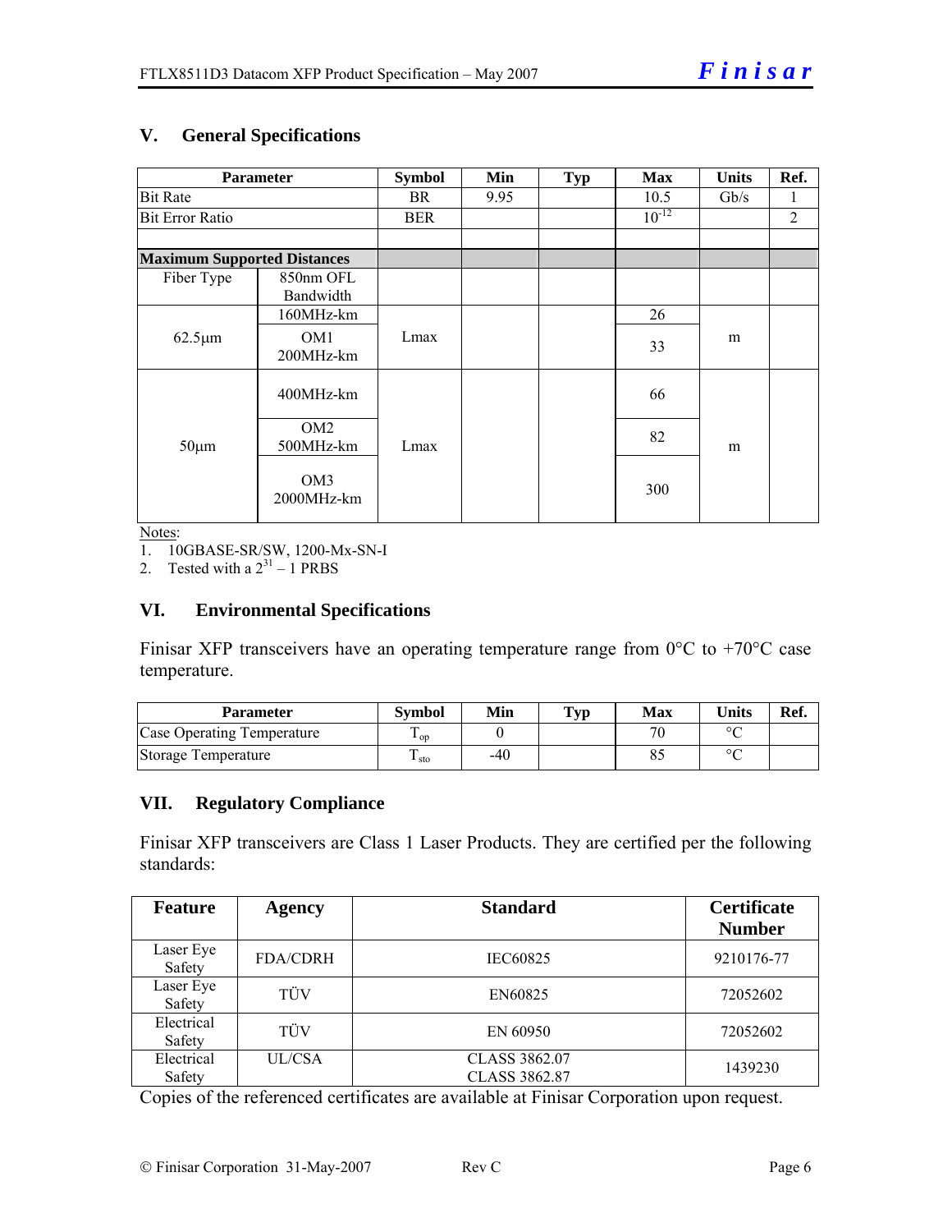## V. General Specifications

| Parameter | | Symbol | Min | Typ | Max | Units | Ref. |
|---|---|---|---|---|---|---|---|
| Bit Rate | | BR | 9.95 | | 10.5 | Gb/s | 1 |
| Bit Error Ratio | | BER | | | $10^{-12}$ | | 2 |
| | | | | | | | |
| **Maximum Supported Distances** | | | | | | | |
| Fiber Type | 850nm OFL Bandwidth | | | | | | |
| 62.5μm | 160MHz-km | Lmax | | | 26 | m | |
| | OM1 200MHz-km | | | | 33 | | |
| 50μm | 400MHz-km | Lmax | | | 66 | m | |
| | OM2 500MHz-km | | | | 82 | | |
| | OM3 2000MHz-km | | | | 300 | | |

Notes:

1. 10GBASE-SR/SW, 1200-Mx-SN-I
2. Tested with a $2^{31} - 1$ PRBS

## VI. Environmental Specifications

Finisar XFP transceivers have an operating temperature range from 0°C to +70°C case temperature.

| Parameter | Symbol | Min | Typ | Max | Units | Ref. |
|---|---|---|---|---|---|---|
| Case Operating Temperature | $T_{op}$ | 0 | | 70 | °C | |
| Storage Temperature | $T_{sto}$ | -40 | | 85 | °C | |

## VII. Regulatory Compliance

Finisar XFP transceivers are Class 1 Laser Products. They are certified per the following standards:

| Feature | Agency | Standard | Certificate Number |
|---|---|---|---|
| Laser Eye Safety | FDA/CDRH | IEC60825 | 9210176-77 |
| Laser Eye Safety | TÜV | EN60825 | 72052602 |
| Electrical Safety | TÜV | EN 60950 | 72052602 |
| Electrical Safety | UL/CSA | CLASS 3862.07<br>CLASS 3862.87 | 1439230 |

Copies of the referenced certificates are available at Finisar Corporation upon request.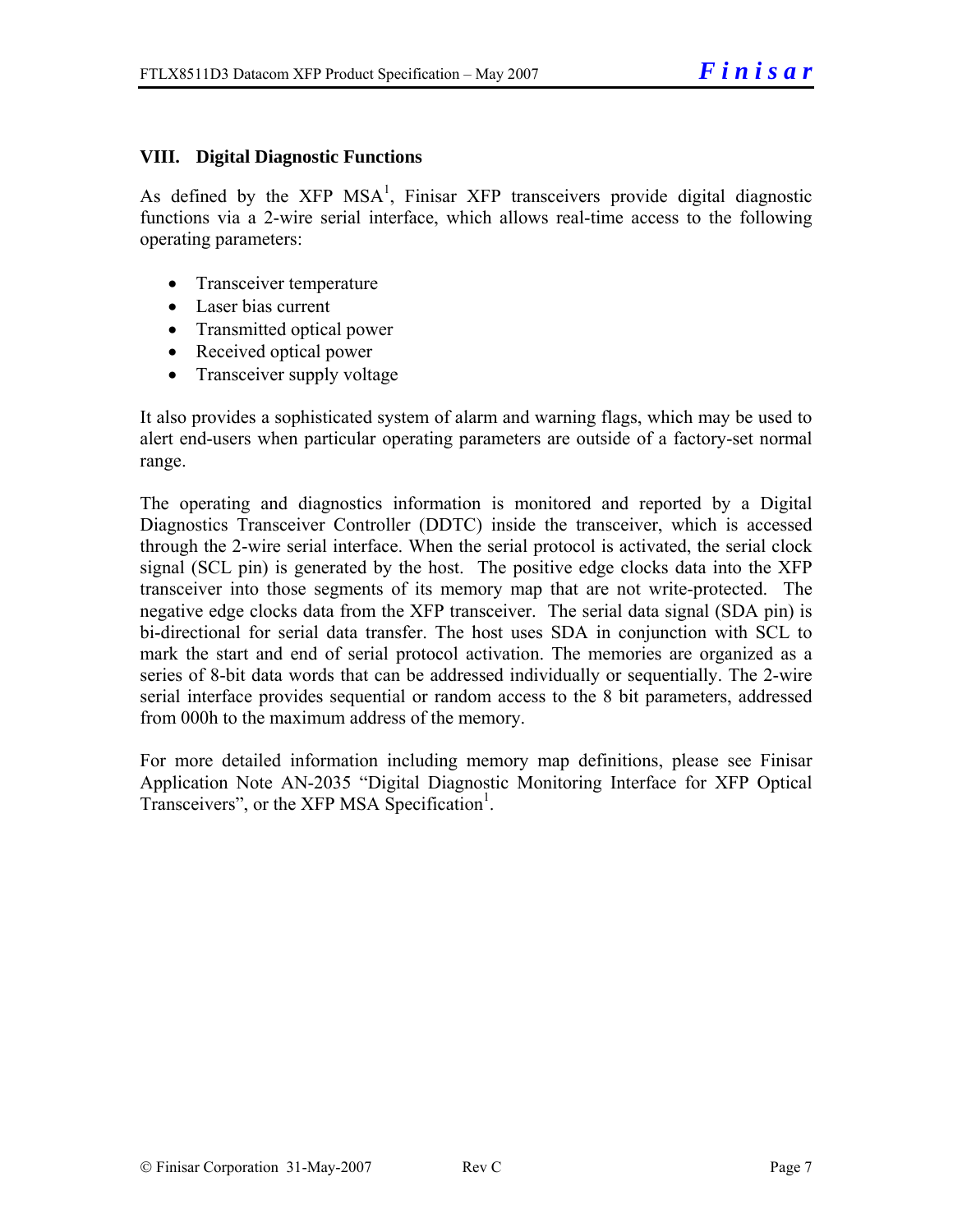## VIII. Digital Diagnostic Functions

As defined by the XFP MSA[1], Finisar XFP transceivers provide digital diagnostic functions via a 2-wire serial interface, which allows real-time access to the following operating parameters:

- Transceiver temperature
- Laser bias current
- Transmitted optical power
- Received optical power
- Transceiver supply voltage

It also provides a sophisticated system of alarm and warning flags, which may be used to alert end-users when particular operating parameters are outside of a factory-set normal range.

The operating and diagnostics information is monitored and reported by a Digital Diagnostics Transceiver Controller (DDTC) inside the transceiver, which is accessed through the 2-wire serial interface. When the serial protocol is activated, the serial clock signal (SCL pin) is generated by the host. The positive edge clocks data into the XFP transceiver into those segments of its memory map that are not write-protected. The negative edge clocks data from the XFP transceiver. The serial data signal (SDA pin) is bi-directional for serial data transfer. The host uses SDA in conjunction with SCL to mark the start and end of serial protocol activation. The memories are organized as a series of 8-bit data words that can be addressed individually or sequentially. The 2-wire serial interface provides sequential or random access to the 8 bit parameters, addressed from 000h to the maximum address of the memory.

For more detailed information including memory map definitions, please see Finisar Application Note AN-2035 "Digital Diagnostic Monitoring Interface for XFP Optical Transceivers", or the XFP MSA Specification[1].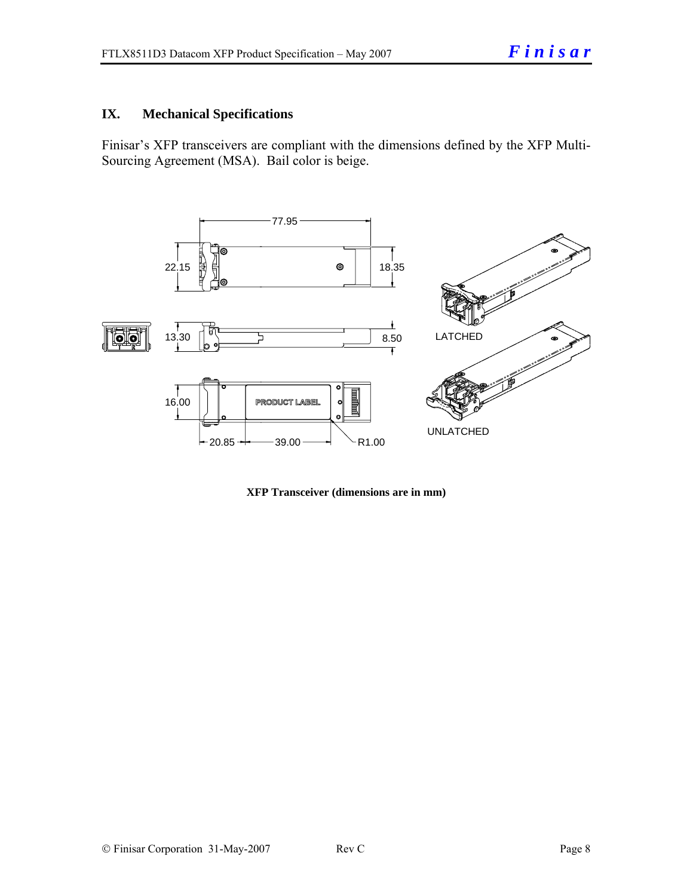## IX. Mechanical Specifications

Finisar's XFP transceivers are compliant with the dimensions defined by the XFP Multi-Sourcing Agreement (MSA). Bail color is beige.

**XFP Transceiver (dimensions are in mm)**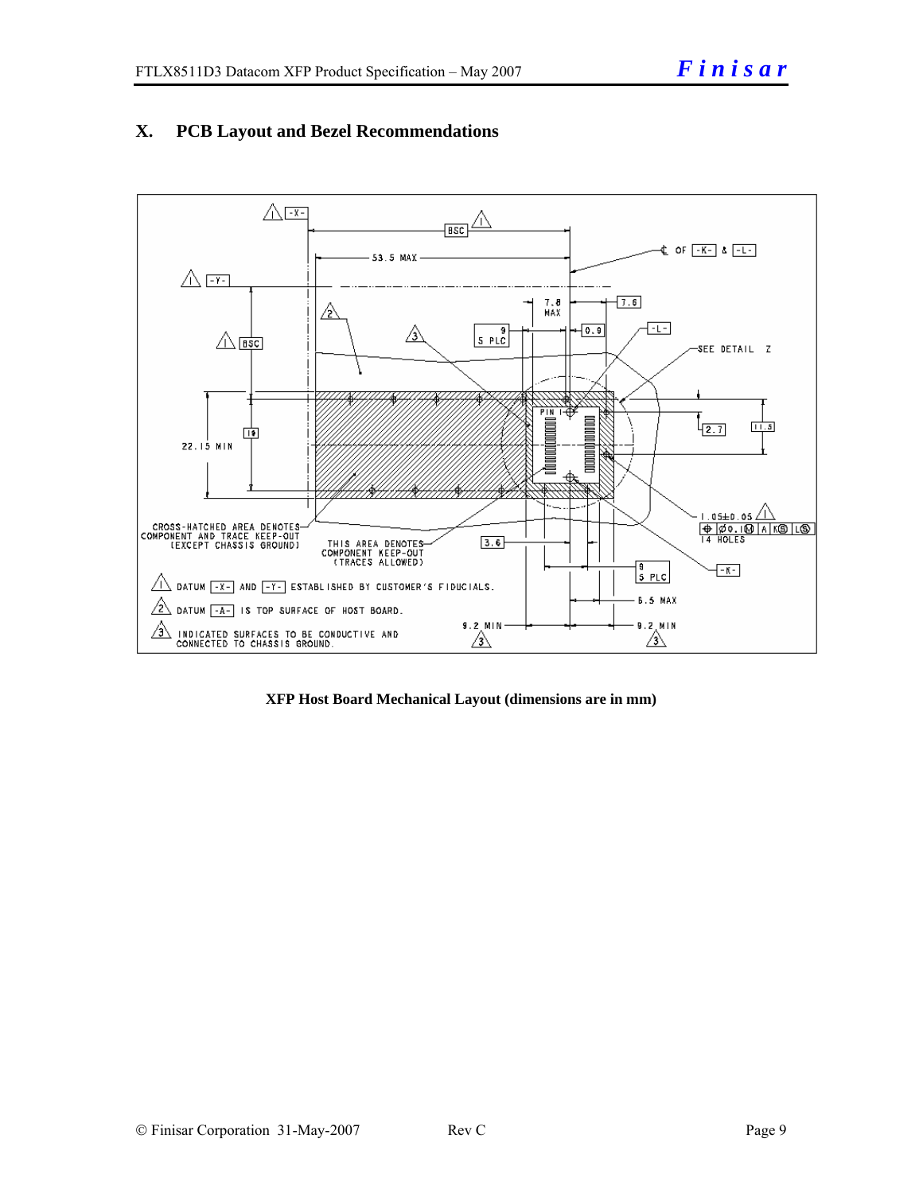## X. PCB Layout and Bezel Recommendations

XFP Host Board Mechanical Layout (dimensions are in mm)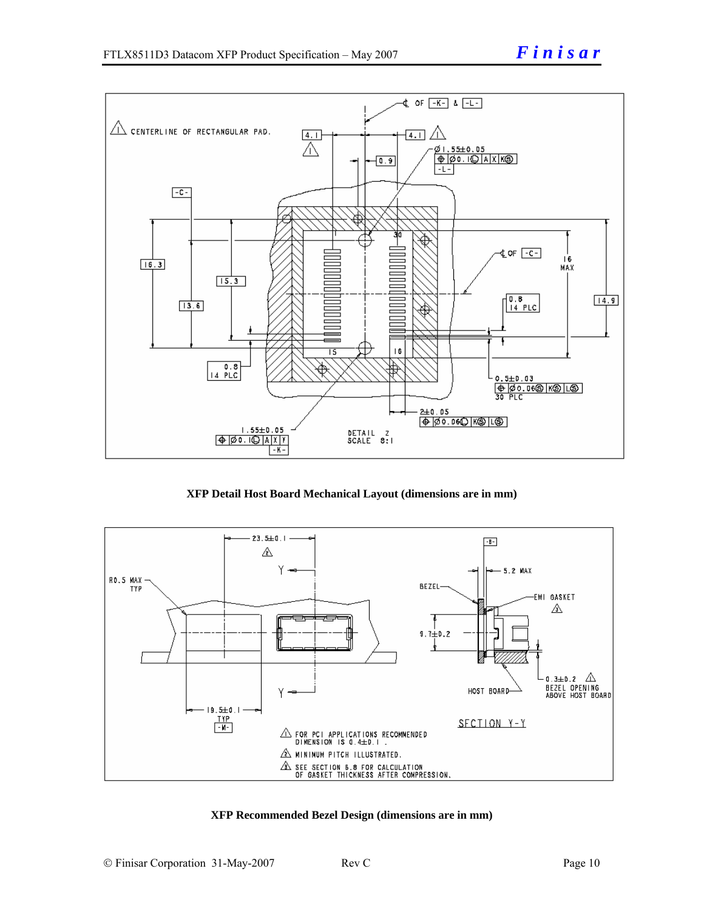**XFP Detail Host Board Mechanical Layout (dimensions are in mm)**

**XFP Recommended Bezel Design (dimensions are in mm)**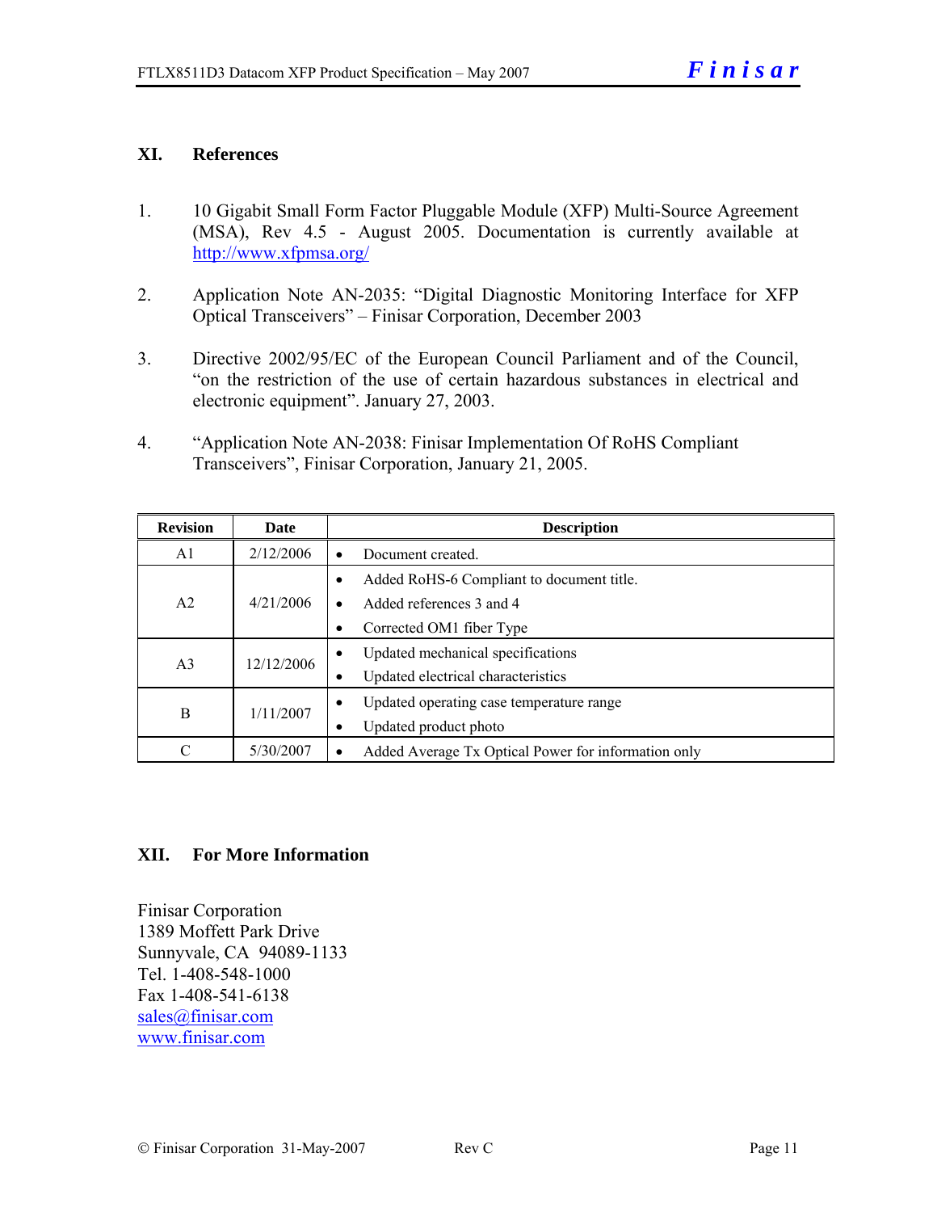## XI. References

1. 10 Gigabit Small Form Factor Pluggable Module (XFP) Multi-Source Agreement (MSA), Rev 4.5 - August 2005. Documentation is currently available at http://www.xfpmsa.org/

2. Application Note AN-2035: "Digital Diagnostic Monitoring Interface for XFP Optical Transceivers" – Finisar Corporation, December 2003

3. Directive 2002/95/EC of the European Council Parliament and of the Council, "on the restriction of the use of certain hazardous substances in electrical and electronic equipment". January 27, 2003.

4. "Application Note AN-2038: Finisar Implementation Of RoHS Compliant Transceivers", Finisar Corporation, January 21, 2005.

| Revision | Date | Description |
|---|---|---|
| A1 | 2/12/2006 | • Document created. |
| A2 | 4/21/2006 | • Added RoHS-6 Compliant to document title.<br>• Added references 3 and 4<br>• Corrected OM1 fiber Type |
| A3 | 12/12/2006 | • Updated mechanical specifications<br>• Updated electrical characteristics |
| B | 1/11/2007 | • Updated operating case temperature range<br>• Updated product photo |
| C | 5/30/2007 | • Added Average Tx Optical Power for information only |

## XII. For More Information

Finisar Corporation
1389 Moffett Park Drive
Sunnyvale, CA 94089-1133
Tel. 1-408-548-1000
Fax 1-408-541-6138
sales@finisar.com
www.finisar.com